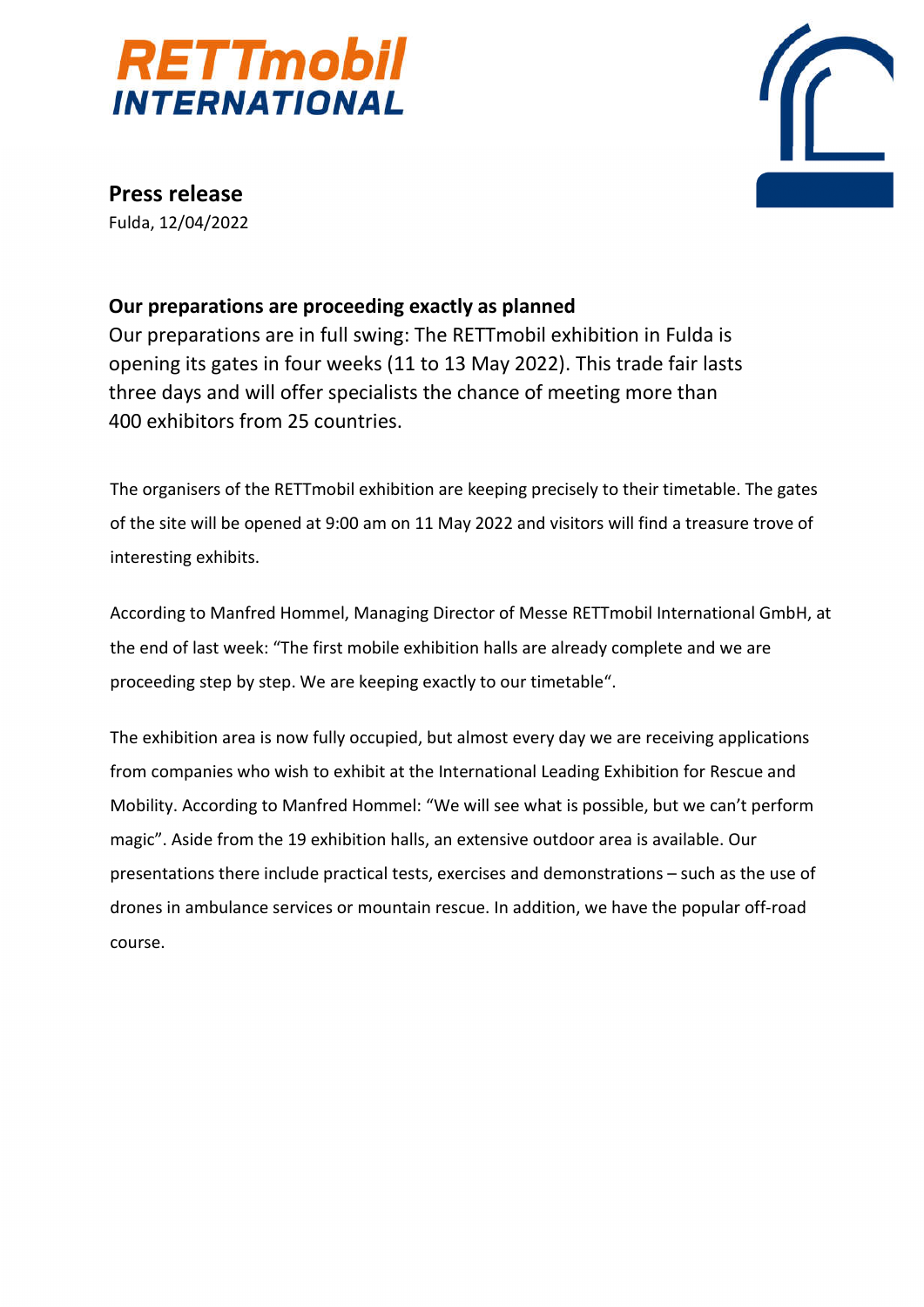**RETTmobil INTERNATIONAL**

**Press release**
Fulda, 12/04/2022

## Our preparations are proceeding exactly as planned

Our preparations are in full swing: The RETTmobil exhibition in Fulda is opening its gates in four weeks (11 to 13 May 2022). This trade fair lasts three days and will offer specialists the chance of meeting more than 400 exhibitors from 25 countries.

The organisers of the RETTmobil exhibition are keeping precisely to their timetable. The gates of the site will be opened at 9:00 am on 11 May 2022 and visitors will find a treasure trove of interesting exhibits.

According to Manfred Hommel, Managing Director of Messe RETTmobil International GmbH, at the end of last week: "The first mobile exhibition halls are already complete and we are proceeding step by step. We are keeping exactly to our timetable".

The exhibition area is now fully occupied, but almost every day we are receiving applications from companies who wish to exhibit at the International Leading Exhibition for Rescue and Mobility. According to Manfred Hommel: "We will see what is possible, but we can't perform magic". Aside from the 19 exhibition halls, an extensive outdoor area is available. Our presentations there include practical tests, exercises and demonstrations – such as the use of drones in ambulance services or mountain rescue. In addition, we have the popular off-road course.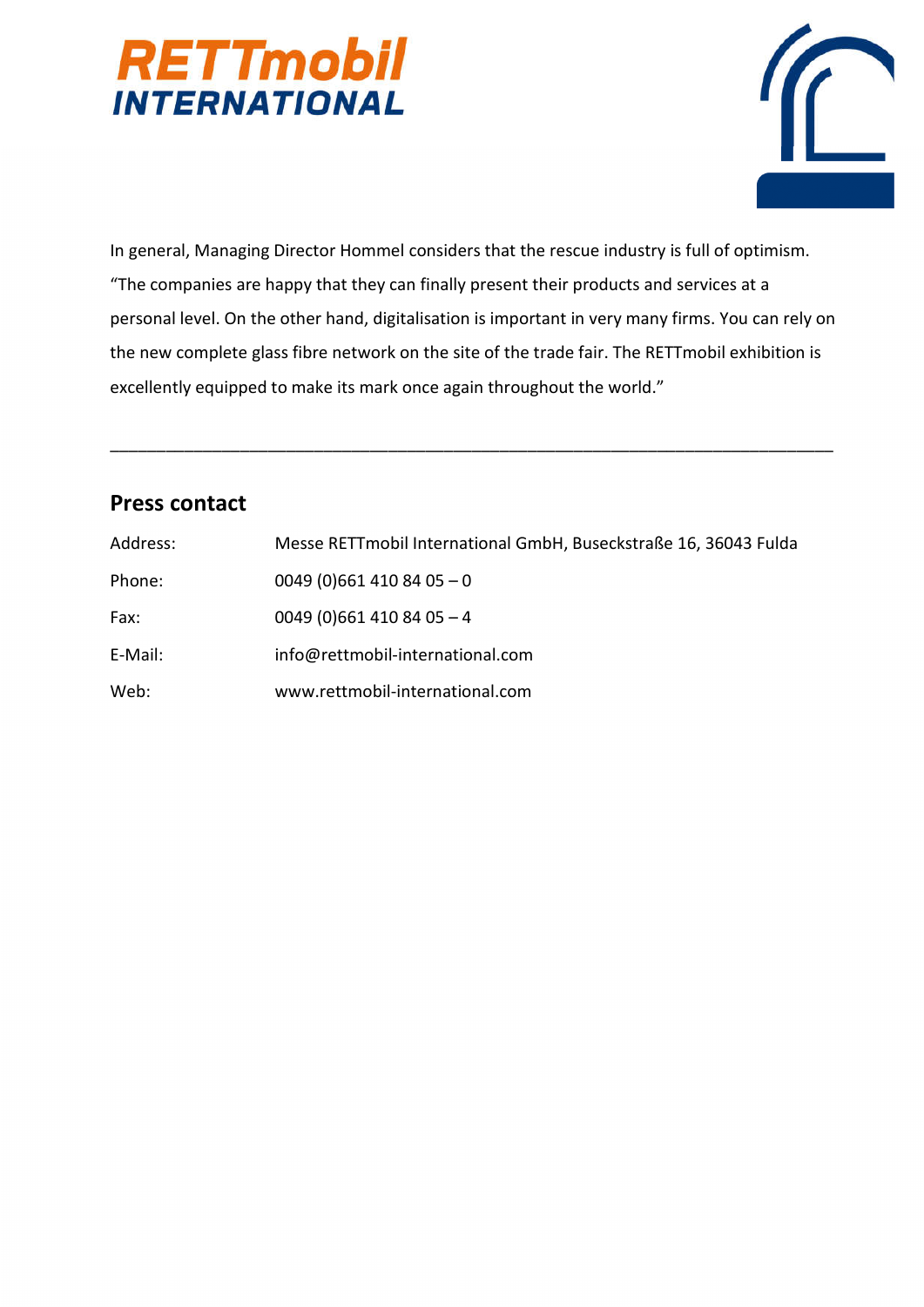In general, Managing Director Hommel considers that the rescue industry is full of optimism. "The companies are happy that they can finally present their products and services at a personal level. On the other hand, digitalisation is important in very many firms. You can rely on the new complete glass fibre network on the site of the trade fair. The RETTmobil exhibition is excellently equipped to make its mark once again throughout the world."

---

## Press contact

| | |
|---|---|
| Address: | Messe RETTmobil International GmbH, Buseckstraße 16, 36043 Fulda |
| Phone: | 0049 (0)661 410 84 05 – 0 |
| Fax: | 0049 (0)661 410 84 05 – 4 |
| E-Mail: | info@rettmobil-international.com |
| Web: | www.rettmobil-international.com |